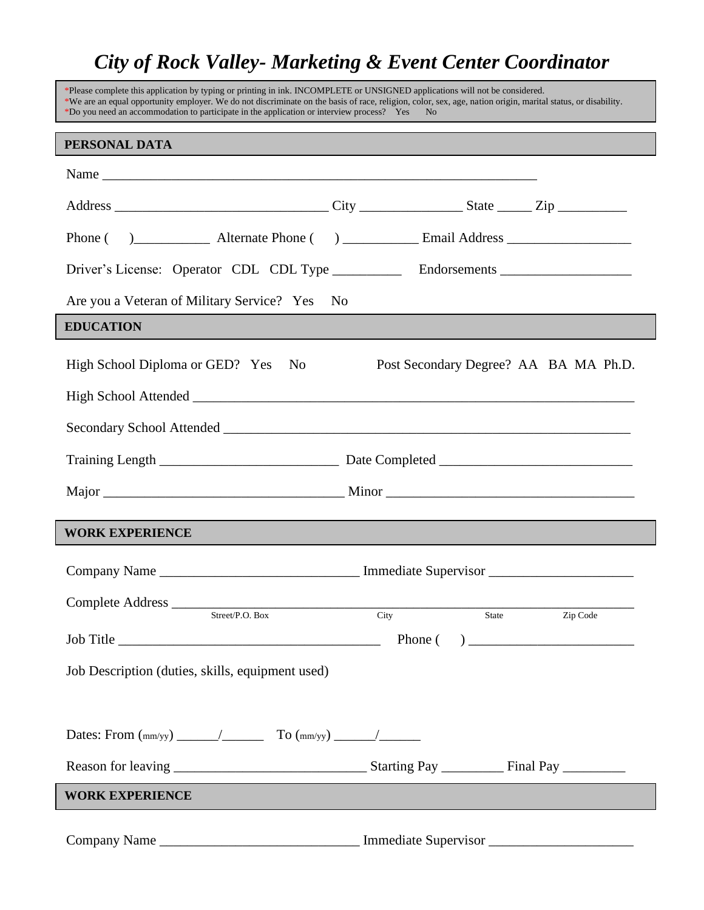# *City of Rock Valley- Marketing & Event Center Coordinator*

*Please complete this application by typing or printing in ink. INCOMPLETE or UNSIGNED applications will not be considered.
*We are an equal opportunity employer. We do not discriminate on the basis of race, religion, color, sex, age, nation origin, marital status, or disability.
*Do you need an accommodation to participate in the application or interview process? Yes No

## PERSONAL DATA

Name ______________________________________________________________

Address ______________________________ City _______________ State _____ Zip __________

Phone ( )___________ Alternate Phone ( ) ___________ Email Address __________________

Driver's License: Operator CDL CDL Type __________ Endorsements ___________________

Are you a Veteran of Military Service? Yes No

## EDUCATION

High School Diploma or GED? Yes No Post Secondary Degree? AA BA MA Ph.D.

High School Attended _____________________________________________________________

Secondary School Attended _________________________________________________________

Training Length __________________________ Date Completed ___________________________

Major ___________________________________ Minor ___________________________________

## WORK EXPERIENCE

Company Name ____________________________ Immediate Supervisor ____________________

Complete Address ___________________________________________________________________
Street/P.O. Box City State Zip Code

Job Title _______________________________________ Phone ( ) _______________________

Job Description (duties, skills, equipment used)

Dates: From (mm/yy) ______/______ To (mm/yy) ______/______

Reason for leaving ___________________________ Starting Pay _________ Final Pay _________

## WORK EXPERIENCE

Company Name ____________________________ Immediate Supervisor ____________________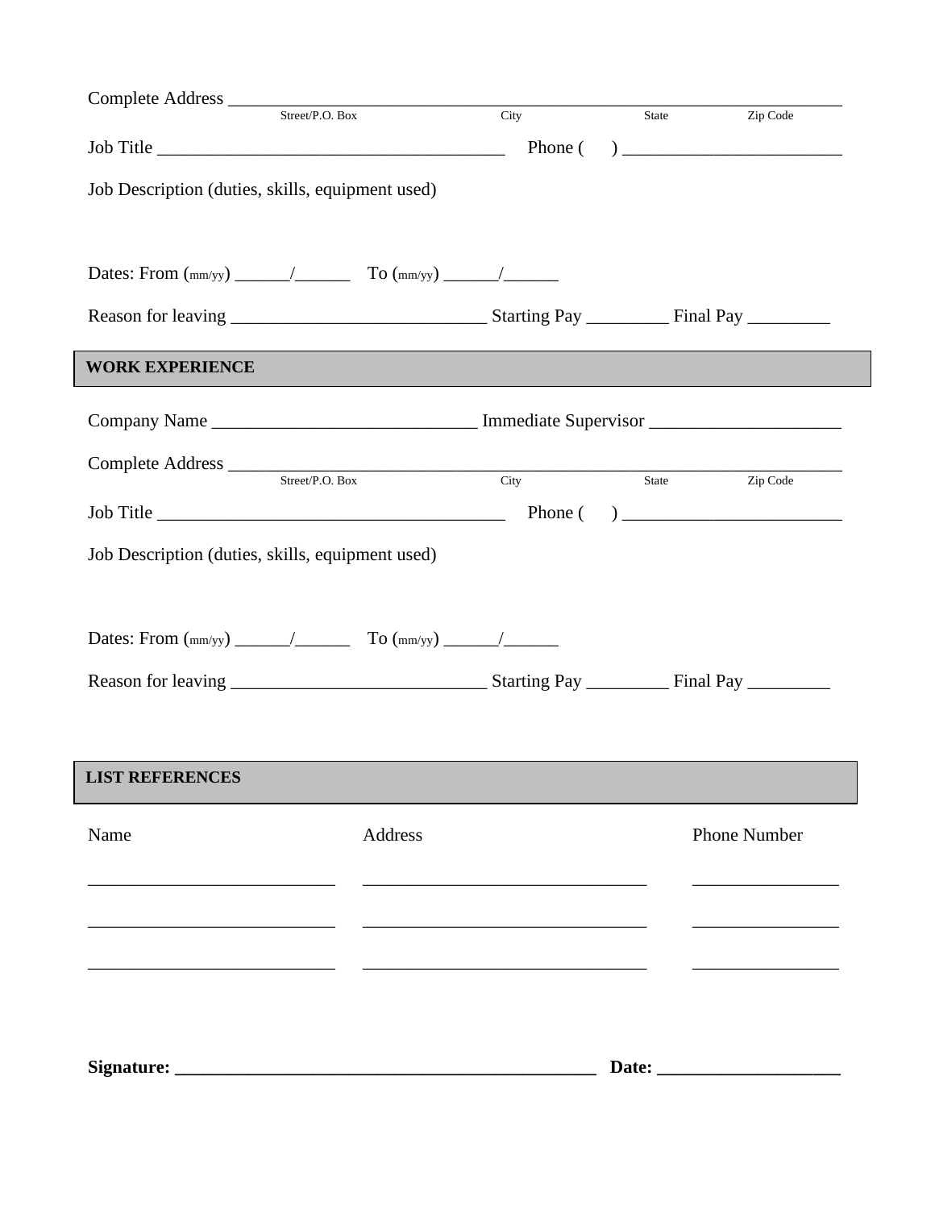Complete Address ______________________________________________________________________
Street/P.O. Box City State Zip Code

Job Title ______________________________________ Phone ( ) ________________________

Job Description (duties, skills, equipment used)

Dates: From (mm/yy) ______/______ To (mm/yy) ______/______

Reason for leaving ____________________________ Starting Pay _________ Final Pay _________

## WORK EXPERIENCE

Company Name _____________________________ Immediate Supervisor _____________________

Complete Address ______________________________________________________________________
Street/P.O. Box City State Zip Code

Job Title ______________________________________ Phone ( ) ________________________

Job Description (duties, skills, equipment used)

Dates: From (mm/yy) ______/______ To (mm/yy) ______/______

Reason for leaving ____________________________ Starting Pay _________ Final Pay _________

## LIST REFERENCES

| Name | Address | Phone Number |
|---|---|---|
| ___________________________ | _______________________________ | ________________ |
| ___________________________ | _______________________________ | ________________ |
| ___________________________ | _______________________________ | ________________ |

**Signature: _______________________________________________ Date: ____________________**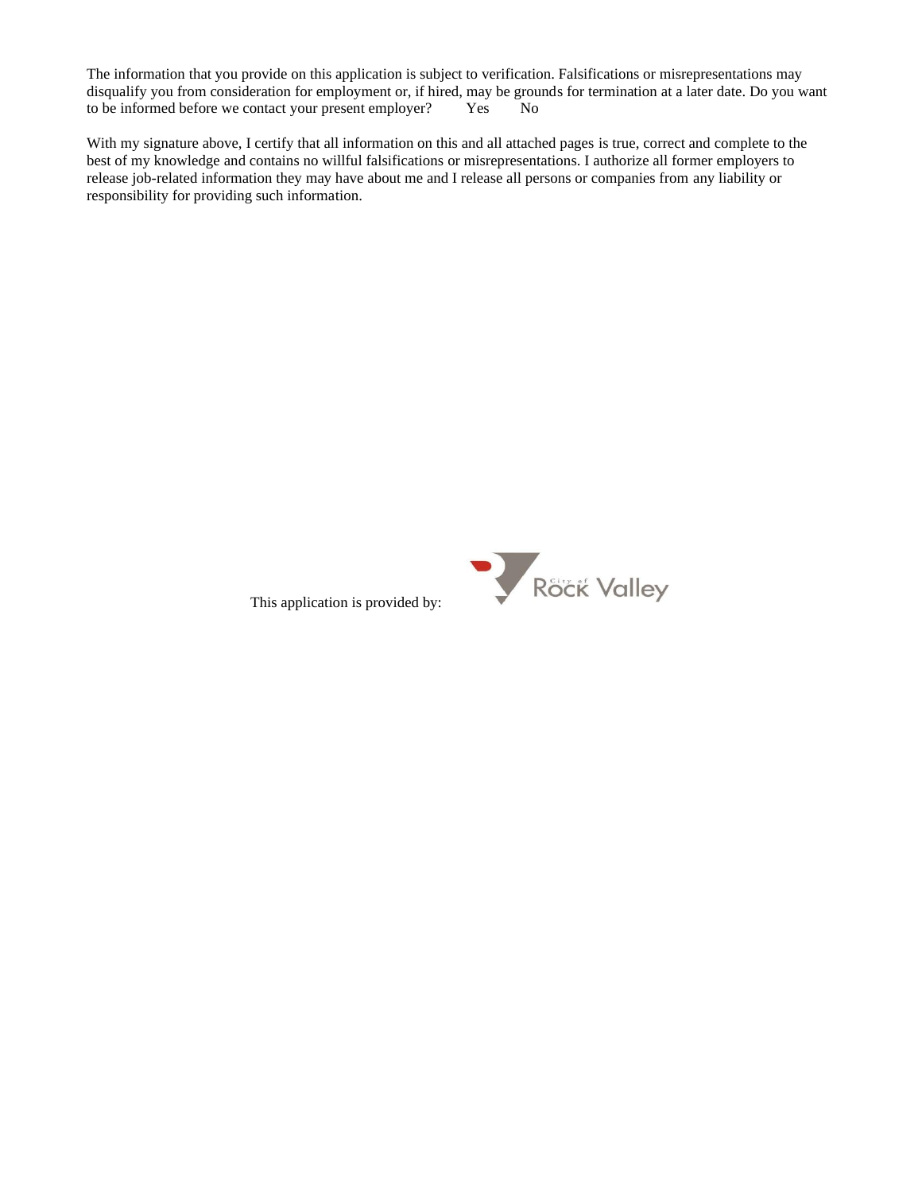The information that you provide on this application is subject to verification. Falsifications or misrepresentations may disqualify you from consideration for employment or, if hired, may be grounds for termination at a later date. Do you want to be informed before we contact your present employer? Yes No

With my signature above, I certify that all information on this and all attached pages is true, correct and complete to the best of my knowledge and contains no willful falsifications or misrepresentations. I authorize all former employers to release job-related information they may have about me and I release all persons or companies from any liability or responsibility for providing such information.

This application is provided by: City of Rock Valley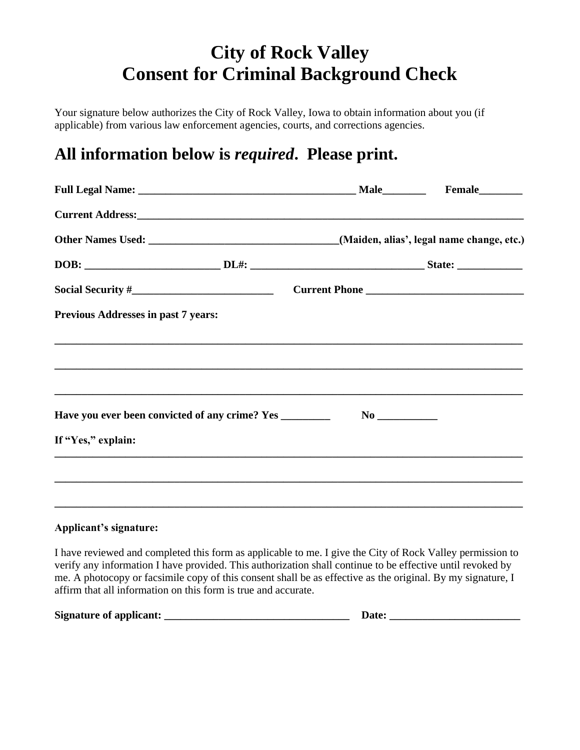# City of Rock Valley
# Consent for Criminal Background Check

Your signature below authorizes the City of Rock Valley, Iowa to obtain information about you (if applicable) from various law enforcement agencies, courts, and corrections agencies.

## All information below is *required*. Please print.

**Full Legal Name:** _______________________________________ **Male**________ **Female**________

**Current Address:**___________________________________________________________________________

**Other Names Used:** __________________________________(Maiden, alias', legal name change, etc.)

**DOB:** _________________________ **DL#:** ________________________________ **State:** ____________

**Social Security #**__________________________ **Current Phone** _____________________________

**Previous Addresses in past 7 years:**

___________________________________________________________________________________________

___________________________________________________________________________________________

___________________________________________________________________________________________

**Have you ever been convicted of any crime? Yes** _________ **No** ___________

**If "Yes," explain:**
___________________________________________________________________________________________

___________________________________________________________________________________________

___________________________________________________________________________________________

**Applicant's signature:**

I have reviewed and completed this form as applicable to me. I give the City of Rock Valley permission to verify any information I have provided. This authorization shall continue to be effective until revoked by me. A photocopy or facsimile copy of this consent shall be as effective as the original. By my signature, I affirm that all information on this form is true and accurate.

**Signature of applicant:** __________________________________ **Date:** ________________________